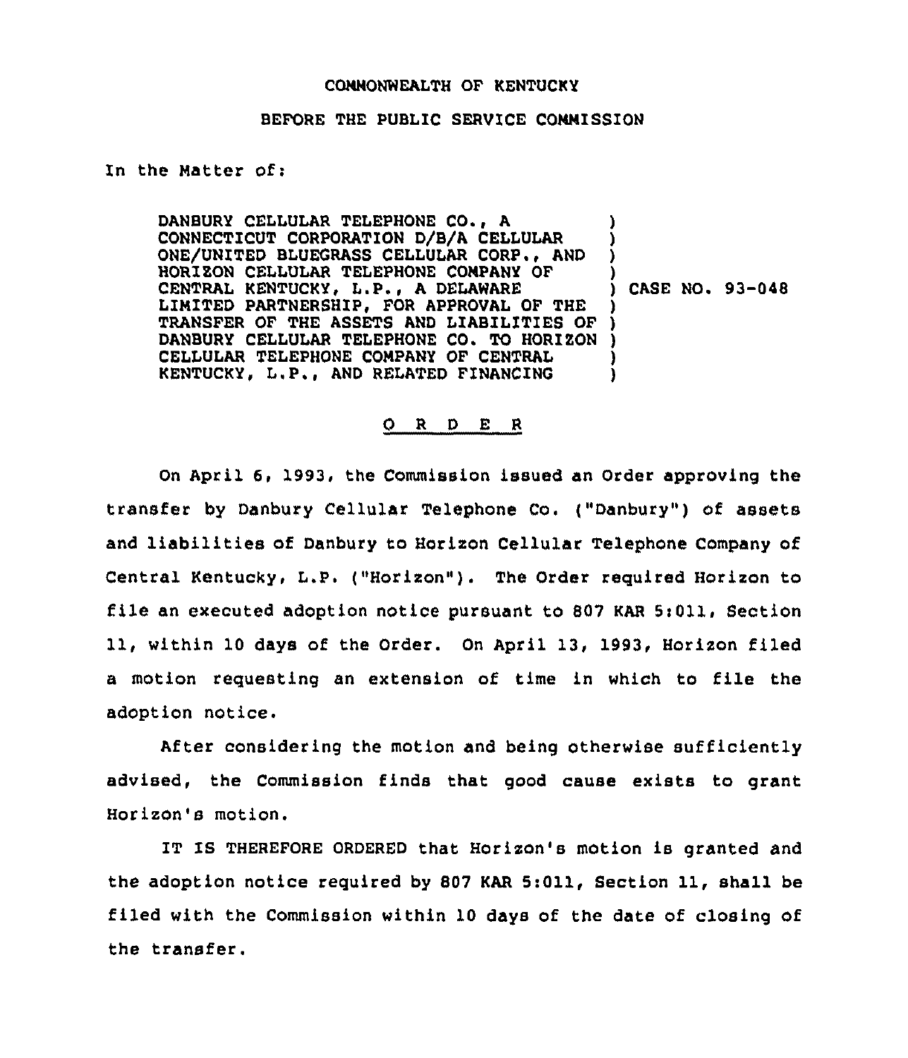COMMONWEALTH OF KENTUCKY

BEFORE THE PUBLIC SERVICE COMMISSION

In the Matter of:

DANBURY CELLULAR TELEPHONE CO., A CONNECTICUT CORPORATION D/B/A CELLULAR ONE/UNITED BLUEGRASS CELLULAR CORP., AND HORIZON CELLULAR TELEPHONE COMPANY OF CENTRAL KENTUCKY, L.P., A DELAWARE LIMITED PARTNERSHIP, FOR APPROVAL OF THE TRANSFER OF THE ASSETS AND LIABILITIES OF DANBURY CELLULAR TELEPHONE CO. TO HORIZON CELLULAR TELEPHONE COMPANY OF CENTRAL KENTUCKY, L.P., AND RELATED FINANCING

) CASE NO. 93-048

O R D E R

On April 6, 1993, the Commission issued an Order approving the transfer by Danbury Cellular Telephone Co. ("Danbury") of assets and liabilities of Danbury to Horizon Cellular Telephone Company of Central Kentucky, L.P. ("Horizon"). The Order required Horizon to file an executed adoption notice pursuant to 807 KAR 5:011, Section 11, within 10 days of the Order. On April 13, 1993, Horizon filed a motion requesting an extension of time in which to file the adoption notice.

After considering the motion and being otherwise sufficiently advised, the Commission finds that good cause exists to grant Horizon's motion.

IT IS THEREFORE ORDERED that Horizon's motion is granted and the adoption notice required by 807 KAR 5:011, Section 11, shall be filed with the Commission within 10 days of the date of closing of the transfer.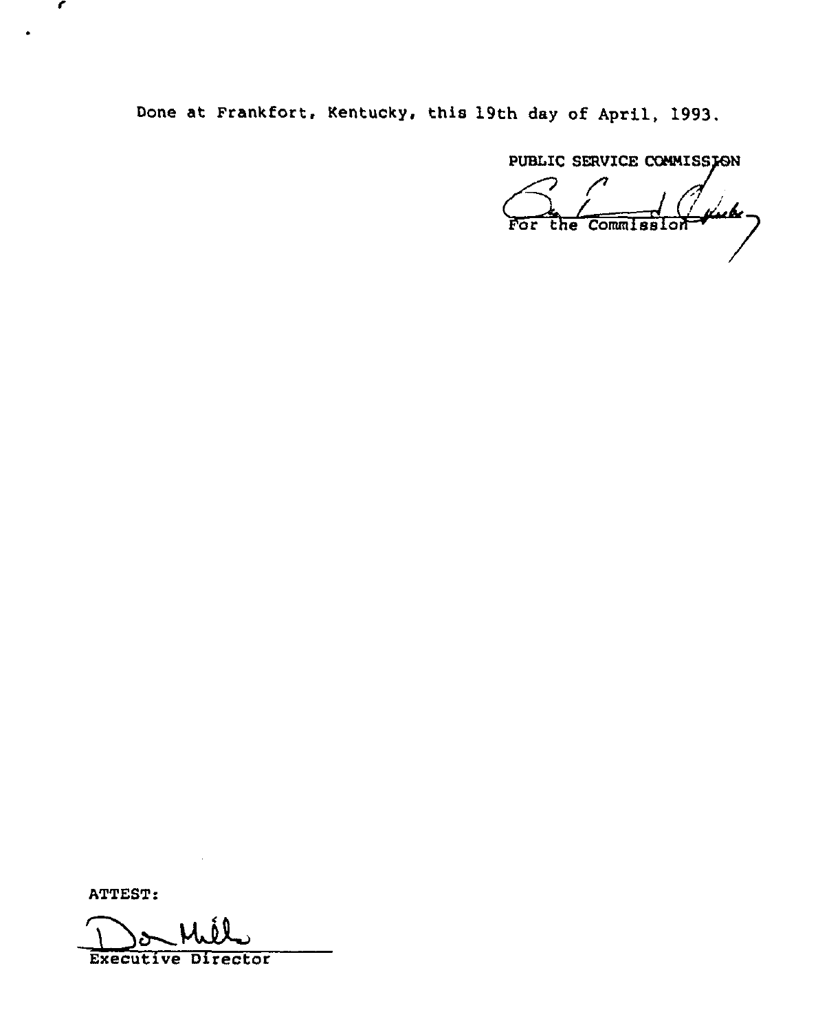Done at Frankfort, Kentucky, this 19th day of April, 1993.

PUBLIC SERVICE COMMISSION

For the Commission

ATTEST:

Executive Director